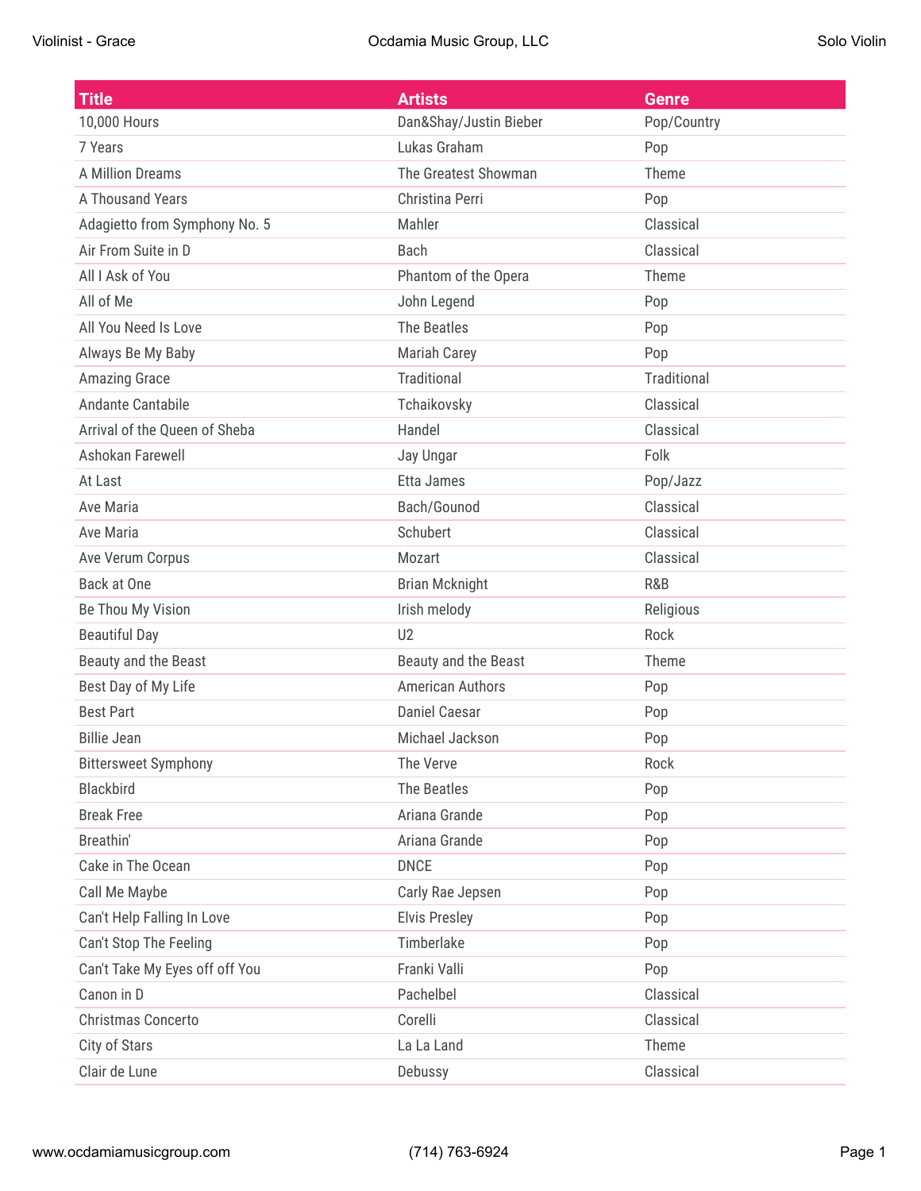| Title | Artists | Genre |
|---|---|---|
| 10,000 Hours | Dan&Shay/Justin Bieber | Pop/Country |
| 7 Years | Lukas Graham | Pop |
| A Million Dreams | The Greatest Showman | Theme |
| A Thousand Years | Christina Perri | Pop |
| Adagietto from Symphony No. 5 | Mahler | Classical |
| Air From Suite in D | Bach | Classical |
| All I Ask of You | Phantom of the Opera | Theme |
| All of Me | John Legend | Pop |
| All You Need Is Love | The Beatles | Pop |
| Always Be My Baby | Mariah Carey | Pop |
| Amazing Grace | Traditional | Traditional |
| Andante Cantabile | Tchaikovsky | Classical |
| Arrival of the Queen of Sheba | Handel | Classical |
| Ashokan Farewell | Jay Ungar | Folk |
| At Last | Etta James | Pop/Jazz |
| Ave Maria | Bach/Gounod | Classical |
| Ave Maria | Schubert | Classical |
| Ave Verum Corpus | Mozart | Classical |
| Back at One | Brian Mcknight | R&B |
| Be Thou My Vision | Irish melody | Religious |
| Beautiful Day | U2 | Rock |
| Beauty and the Beast | Beauty and the Beast | Theme |
| Best Day of My Life | American Authors | Pop |
| Best Part | Daniel Caesar | Pop |
| Billie Jean | Michael Jackson | Pop |
| Bittersweet Symphony | The Verve | Rock |
| Blackbird | The Beatles | Pop |
| Break Free | Ariana Grande | Pop |
| Breathin' | Ariana Grande | Pop |
| Cake in The Ocean | DNCE | Pop |
| Call Me Maybe | Carly Rae Jepsen | Pop |
| Can't Help Falling In Love | Elvis Presley | Pop |
| Can't Stop The Feeling | Timberlake | Pop |
| Can't Take My Eyes off off You | Franki Valli | Pop |
| Canon in D | Pachelbel | Classical |
| Christmas Concerto | Corelli | Classical |
| City of Stars | La La Land | Theme |
| Clair de Lune | Debussy | Classical |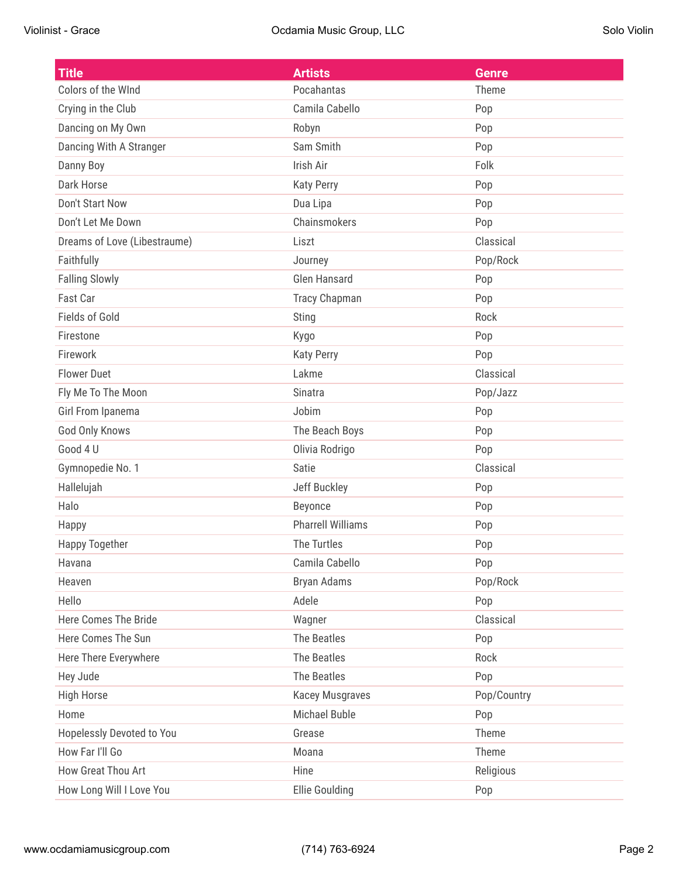| Title | Artists | Genre |
|---|---|---|
| Colors of the WInd | Pocahantas | Theme |
| Crying in the Club | Camila Cabello | Pop |
| Dancing on My Own | Robyn | Pop |
| Dancing With A Stranger | Sam Smith | Pop |
| Danny Boy | Irish Air | Folk |
| Dark Horse | Katy Perry | Pop |
| Don't Start Now | Dua Lipa | Pop |
| Don't Let Me Down | Chainsmokers | Pop |
| Dreams of Love (Libestraume) | Liszt | Classical |
| Faithfully | Journey | Pop/Rock |
| Falling Slowly | Glen Hansard | Pop |
| Fast Car | Tracy Chapman | Pop |
| Fields of Gold | Sting | Rock |
| Firestone | Kygo | Pop |
| Firework | Katy Perry | Pop |
| Flower Duet | Lakme | Classical |
| Fly Me To The Moon | Sinatra | Pop/Jazz |
| Girl From Ipanema | Jobim | Pop |
| God Only Knows | The Beach Boys | Pop |
| Good 4 U | Olivia Rodrigo | Pop |
| Gymnopedie No. 1 | Satie | Classical |
| Hallelujah | Jeff Buckley | Pop |
| Halo | Beyonce | Pop |
| Happy | Pharrell Williams | Pop |
| Happy Together | The Turtles | Pop |
| Havana | Camila Cabello | Pop |
| Heaven | Bryan Adams | Pop/Rock |
| Hello | Adele | Pop |
| Here Comes The Bride | Wagner | Classical |
| Here Comes The Sun | The Beatles | Pop |
| Here There Everywhere | The Beatles | Rock |
| Hey Jude | The Beatles | Pop |
| High Horse | Kacey Musgraves | Pop/Country |
| Home | Michael Buble | Pop |
| Hopelessly Devoted to You | Grease | Theme |
| How Far I'll Go | Moana | Theme |
| How Great Thou Art | Hine | Religious |
| How Long Will I Love You | Ellie Goulding | Pop |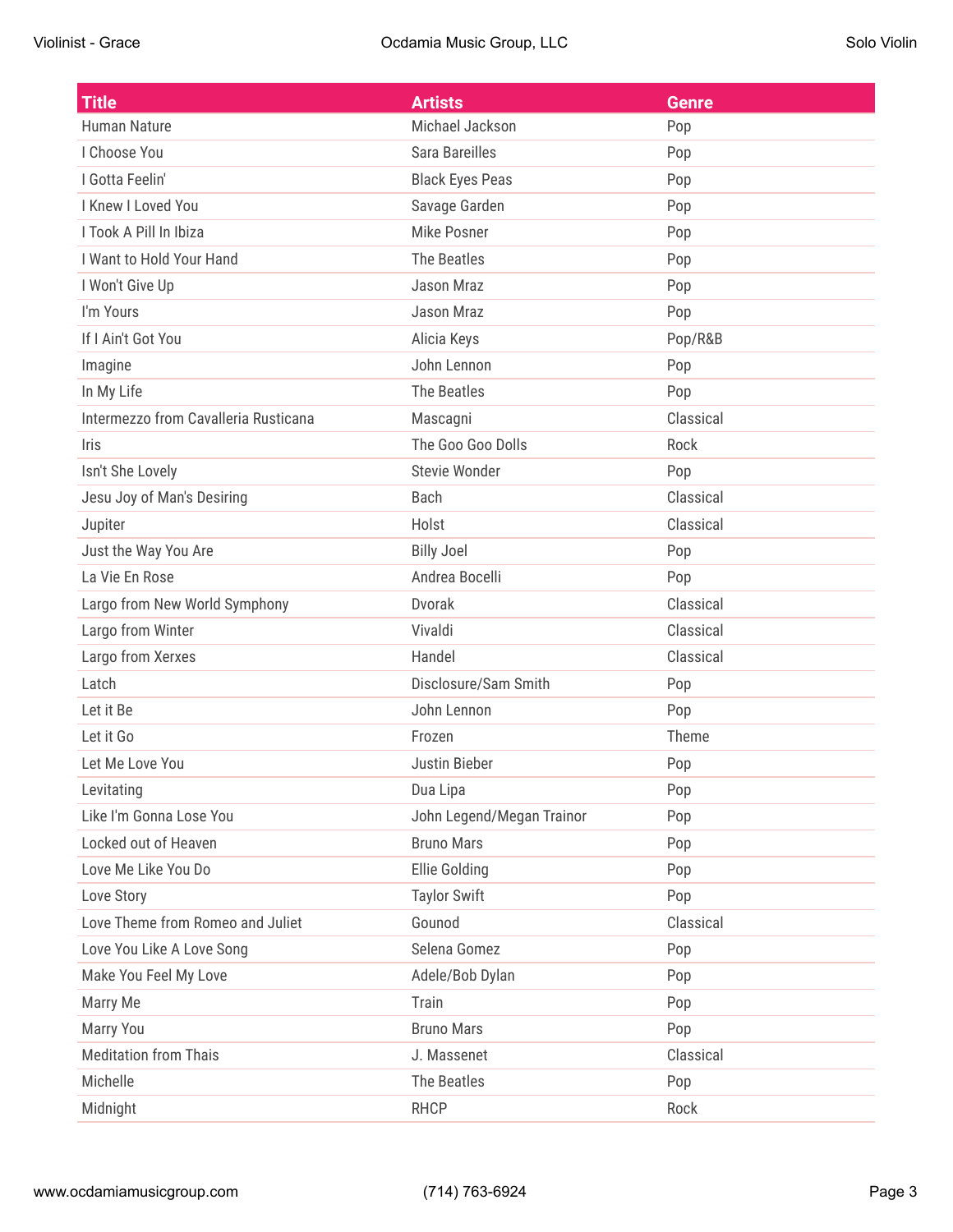| Title | Artists | Genre |
| --- | --- | --- |
| Human Nature | Michael Jackson | Pop |
| I Choose You | Sara Bareilles | Pop |
| I Gotta Feelin' | Black Eyes Peas | Pop |
| I Knew I Loved You | Savage Garden | Pop |
| I Took A Pill In Ibiza | Mike Posner | Pop |
| I Want to Hold Your Hand | The Beatles | Pop |
| I Won't Give Up | Jason Mraz | Pop |
| I'm Yours | Jason Mraz | Pop |
| If I Ain't Got You | Alicia Keys | Pop/R&B |
| Imagine | John Lennon | Pop |
| In My Life | The Beatles | Pop |
| Intermezzo from Cavalleria Rusticana | Mascagni | Classical |
| Iris | The Goo Goo Dolls | Rock |
| Isn't She Lovely | Stevie Wonder | Pop |
| Jesu Joy of Man's Desiring | Bach | Classical |
| Jupiter | Holst | Classical |
| Just the Way You Are | Billy Joel | Pop |
| La Vie En Rose | Andrea Bocelli | Pop |
| Largo from New World Symphony | Dvorak | Classical |
| Largo from Winter | Vivaldi | Classical |
| Largo from Xerxes | Handel | Classical |
| Latch | Disclosure/Sam Smith | Pop |
| Let it Be | John Lennon | Pop |
| Let it Go | Frozen | Theme |
| Let Me Love You | Justin Bieber | Pop |
| Levitating | Dua Lipa | Pop |
| Like I'm Gonna Lose You | John Legend/Megan Trainor | Pop |
| Locked out of Heaven | Bruno Mars | Pop |
| Love Me Like You Do | Ellie Golding | Pop |
| Love Story | Taylor Swift | Pop |
| Love Theme from Romeo and Juliet | Gounod | Classical |
| Love You Like A Love Song | Selena Gomez | Pop |
| Make You Feel My Love | Adele/Bob Dylan | Pop |
| Marry Me | Train | Pop |
| Marry You | Bruno Mars | Pop |
| Meditation from Thais | J. Massenet | Classical |
| Michelle | The Beatles | Pop |
| Midnight | RHCP | Rock |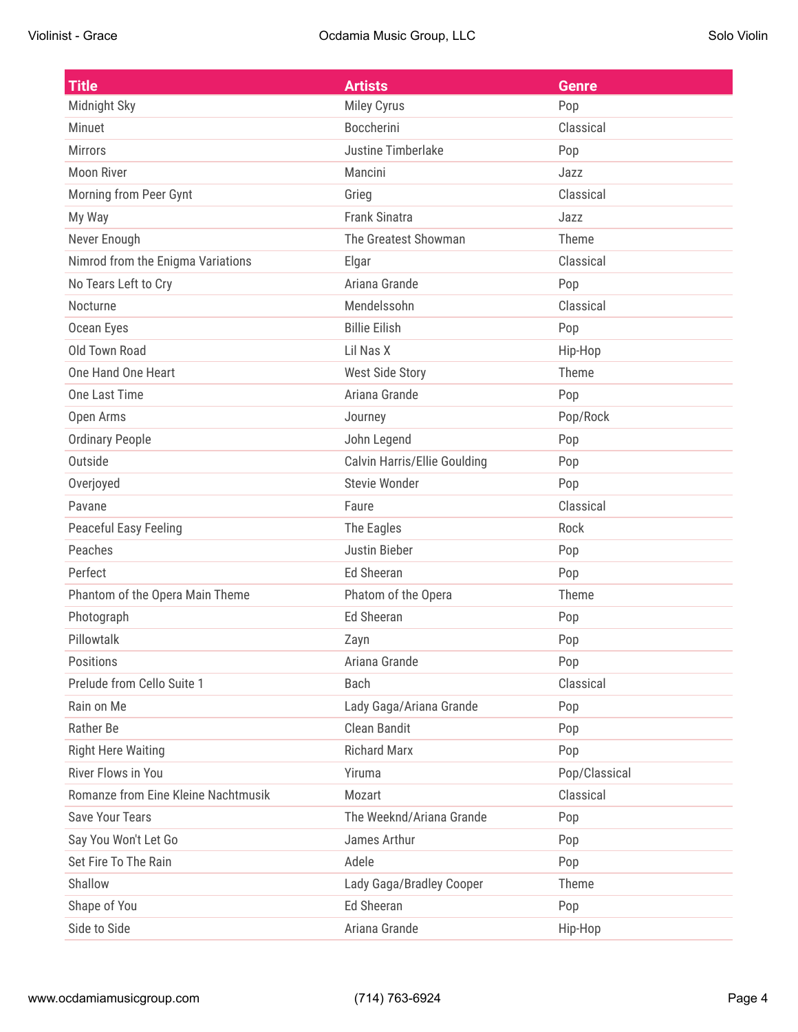| Title | Artists | Genre |
|---|---|---|
| Midnight Sky | Miley Cyrus | Pop |
| Minuet | Boccherini | Classical |
| Mirrors | Justine Timberlake | Pop |
| Moon River | Mancini | Jazz |
| Morning from Peer Gynt | Grieg | Classical |
| My Way | Frank Sinatra | Jazz |
| Never Enough | The Greatest Showman | Theme |
| Nimrod from the Enigma Variations | Elgar | Classical |
| No Tears Left to Cry | Ariana Grande | Pop |
| Nocturne | Mendelssohn | Classical |
| Ocean Eyes | Billie Eilish | Pop |
| Old Town Road | Lil Nas X | Hip-Hop |
| One Hand One Heart | West Side Story | Theme |
| One Last Time | Ariana Grande | Pop |
| Open Arms | Journey | Pop/Rock |
| Ordinary People | John Legend | Pop |
| Outside | Calvin Harris/Ellie Goulding | Pop |
| Overjoyed | Stevie Wonder | Pop |
| Pavane | Faure | Classical |
| Peaceful Easy Feeling | The Eagles | Rock |
| Peaches | Justin Bieber | Pop |
| Perfect | Ed Sheeran | Pop |
| Phantom of the Opera Main Theme | Phatom of the Opera | Theme |
| Photograph | Ed Sheeran | Pop |
| Pillowtalk | Zayn | Pop |
| Positions | Ariana Grande | Pop |
| Prelude from Cello Suite 1 | Bach | Classical |
| Rain on Me | Lady Gaga/Ariana Grande | Pop |
| Rather Be | Clean Bandit | Pop |
| Right Here Waiting | Richard Marx | Pop |
| River Flows in You | Yiruma | Pop/Classical |
| Romanze from Eine Kleine Nachtmusik | Mozart | Classical |
| Save Your Tears | The Weeknd/Ariana Grande | Pop |
| Say You Won't Let Go | James Arthur | Pop |
| Set Fire To The Rain | Adele | Pop |
| Shallow | Lady Gaga/Bradley Cooper | Theme |
| Shape of You | Ed Sheeran | Pop |
| Side to Side | Ariana Grande | Hip-Hop |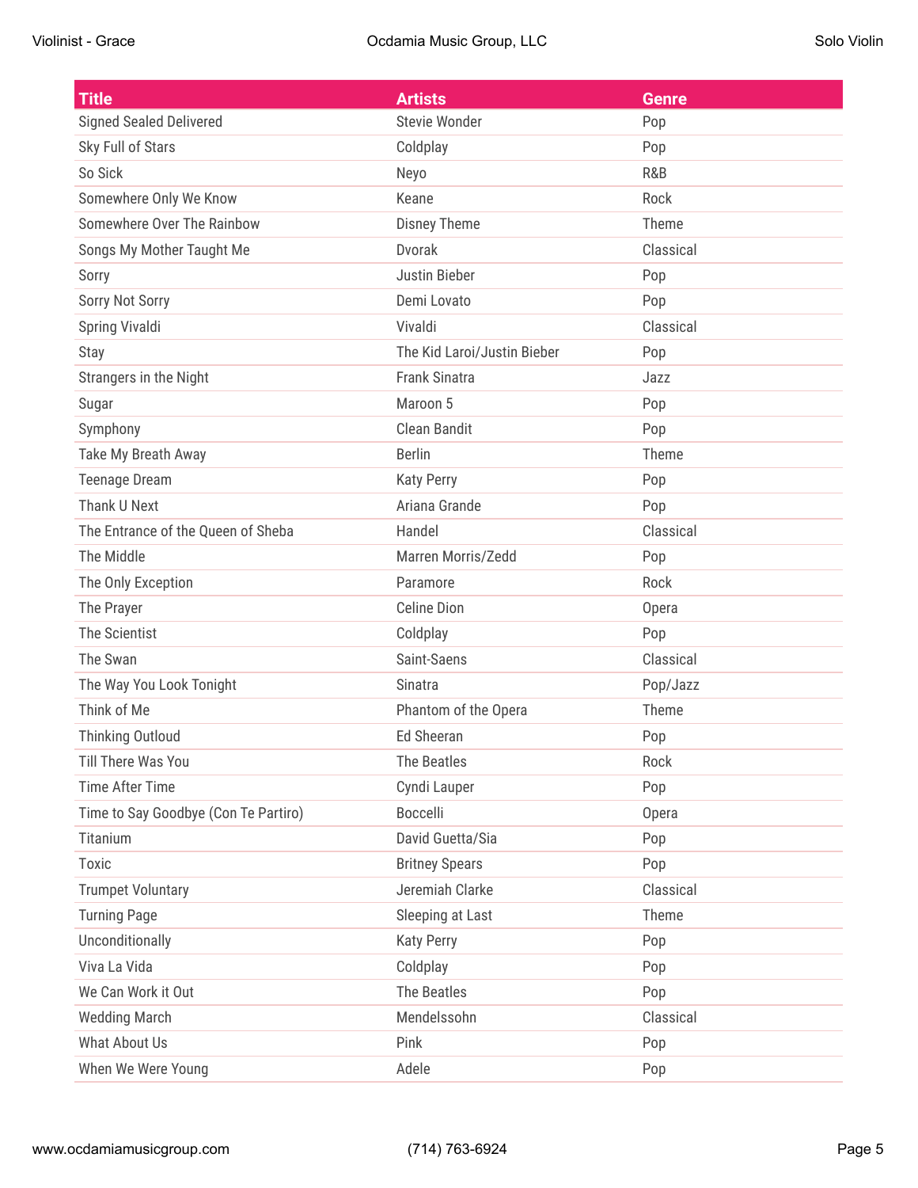| Title | Artists | Genre |
|---|---|---|
| Signed Sealed Delivered | Stevie Wonder | Pop |
| Sky Full of Stars | Coldplay | Pop |
| So Sick | Neyo | R&B |
| Somewhere Only We Know | Keane | Rock |
| Somewhere Over The Rainbow | Disney Theme | Theme |
| Songs My Mother Taught Me | Dvorak | Classical |
| Sorry | Justin Bieber | Pop |
| Sorry Not Sorry | Demi Lovato | Pop |
| Spring Vivaldi | Vivaldi | Classical |
| Stay | The Kid Laroi/Justin Bieber | Pop |
| Strangers in the Night | Frank Sinatra | Jazz |
| Sugar | Maroon 5 | Pop |
| Symphony | Clean Bandit | Pop |
| Take My Breath Away | Berlin | Theme |
| Teenage Dream | Katy Perry | Pop |
| Thank U Next | Ariana Grande | Pop |
| The Entrance of the Queen of Sheba | Handel | Classical |
| The Middle | Marren Morris/Zedd | Pop |
| The Only Exception | Paramore | Rock |
| The Prayer | Celine Dion | Opera |
| The Scientist | Coldplay | Pop |
| The Swan | Saint-Saens | Classical |
| The Way You Look Tonight | Sinatra | Pop/Jazz |
| Think of Me | Phantom of the Opera | Theme |
| Thinking Outloud | Ed Sheeran | Pop |
| Till There Was You | The Beatles | Rock |
| Time After Time | Cyndi Lauper | Pop |
| Time to Say Goodbye (Con Te Partiro) | Boccelli | Opera |
| Titanium | David Guetta/Sia | Pop |
| Toxic | Britney Spears | Pop |
| Trumpet Voluntary | Jeremiah Clarke | Classical |
| Turning Page | Sleeping at Last | Theme |
| Unconditionally | Katy Perry | Pop |
| Viva La Vida | Coldplay | Pop |
| We Can Work it Out | The Beatles | Pop |
| Wedding March | Mendelssohn | Classical |
| What About Us | Pink | Pop |
| When We Were Young | Adele | Pop |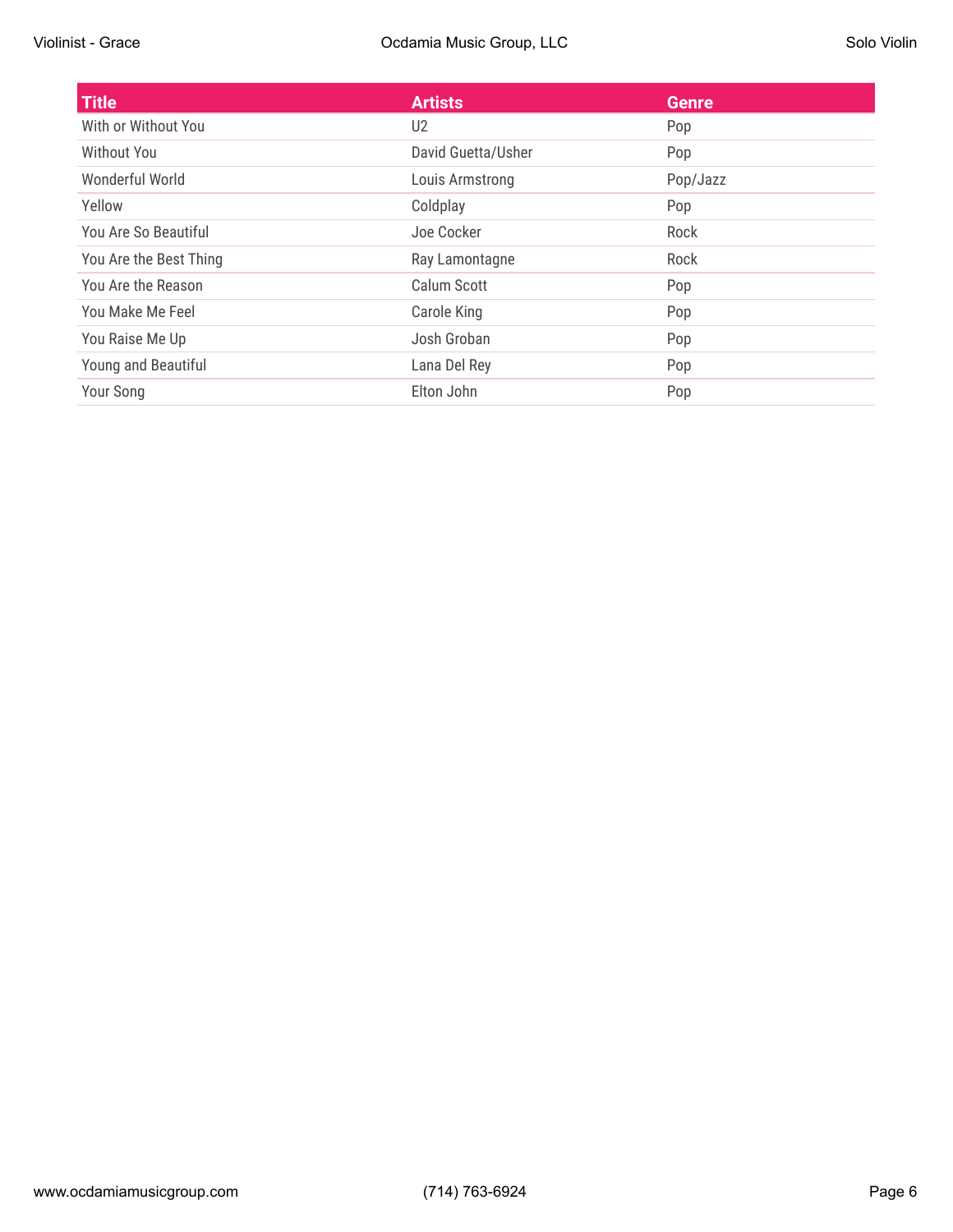| Title | Artists | Genre |
|---|---|---|
| With or Without You | U2 | Pop |
| Without You | David Guetta/Usher | Pop |
| Wonderful World | Louis Armstrong | Pop/Jazz |
| Yellow | Coldplay | Pop |
| You Are So Beautiful | Joe Cocker | Rock |
| You Are the Best Thing | Ray Lamontagne | Rock |
| You Are the Reason | Calum Scott | Pop |
| You Make Me Feel | Carole King | Pop |
| You Raise Me Up | Josh Groban | Pop |
| Young and Beautiful | Lana Del Rey | Pop |
| Your Song | Elton John | Pop |